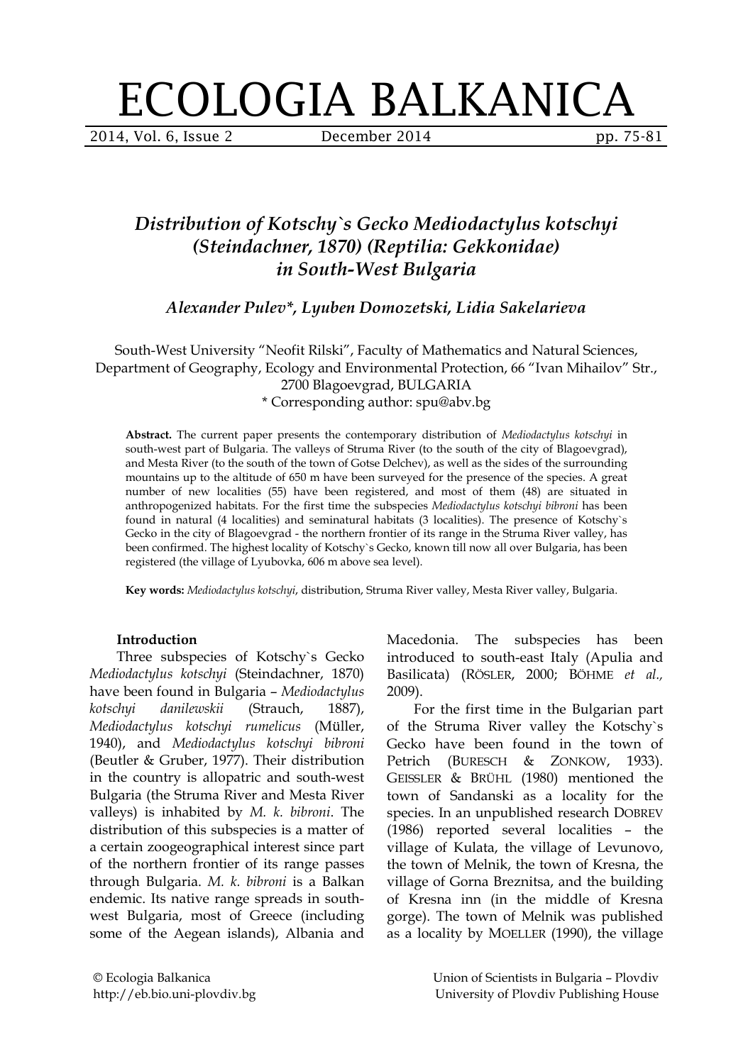# ECOLOGIA BALKANICA

## *Distribution of Kotschy`s Gecko Mediodactylus kotschyi (Steindachner, 1870) (Reptilia: Gekkonidae) in South-West Bulgaria*

***Alexander Pulev\*, Lyuben Domozetski, Lidia Sakelarieva***

South-West University "Neofit Rilski", Faculty of Mathematics and Natural Sciences, Department of Geography, Ecology and Environmental Protection, 66 "Ivan Mihailov" Str., 2700 Blagoevgrad, BULGARIA
\* Corresponding author: spu@abv.bg

**Abstract.** The current paper presents the contemporary distribution of *Mediodactylus kotschyi* in south-west part of Bulgaria. The valleys of Struma River (to the south of the city of Blagoevgrad), and Mesta River (to the south of the town of Gotse Delchev), as well as the sides of the surrounding mountains up to the altitude of 650 m have been surveyed for the presence of the species. A great number of new localities (55) have been registered, and most of them (48) are situated in anthropogenized habitats. For the first time the subspecies *Mediodactylus kotschyi bibroni* has been found in natural (4 localities) and seminatural habitats (3 localities). The presence of Kotschy`s Gecko in the city of Blagoevgrad - the northern frontier of its range in the Struma River valley, has been confirmed. The highest locality of Kotschy`s Gecko, known till now all over Bulgaria, has been registered (the village of Lyubovka, 606 m above sea level).

**Key words:** *Mediodactylus kotschyi*, distribution, Struma River valley, Mesta River valley, Bulgaria.

### Introduction

Three subspecies of Kotschy`s Gecko *Mediodactylus kotschyi* (Steindachner, 1870) have been found in Bulgaria – *Mediodactylus kotschyi danilewskii* (Strauch, 1887), *Mediodactylus kotschyi rumelicus* (Müller, 1940), and *Mediodactylus kotschyi bibroni* (Beutler & Gruber, 1977). Their distribution in the country is allopatric and south-west Bulgaria (the Struma River and Mesta River valleys) is inhabited by *M. k. bibroni*. The distribution of this subspecies is a matter of a certain zoogeographical interest since part of the northern frontier of its range passes through Bulgaria. *M. k. bibroni* is a Balkan endemic. Its native range spreads in south-west Bulgaria, most of Greece (including some of the Aegean islands), Albania and Macedonia. The subspecies has been introduced to south-east Italy (Apulia and Basilicata) (RÖSLER, 2000; BÖHME *et al.,* 2009).

For the first time in the Bulgarian part of the Struma River valley the Kotschy`s Gecko have been found in the town of Petrich (BURESCH & ZONKOW, 1933). GEISSLER & BRÜHL (1980) mentioned the town of Sandanski as a locality for the species. In an unpublished research DOBREV (1986) reported several localities – the village of Kulata, the village of Levunovo, the town of Melnik, the town of Kresna, the village of Gorna Breznitsa, and the building of Kresna inn (in the middle of Kresna gorge). The town of Melnik was published as a locality by MOELLER (1990), the village

© Ecologia Balkanica
http://eb.bio.uni-plovdiv.bg

Union of Scientists in Bulgaria – Plovdiv
University of Plovdiv Publishing House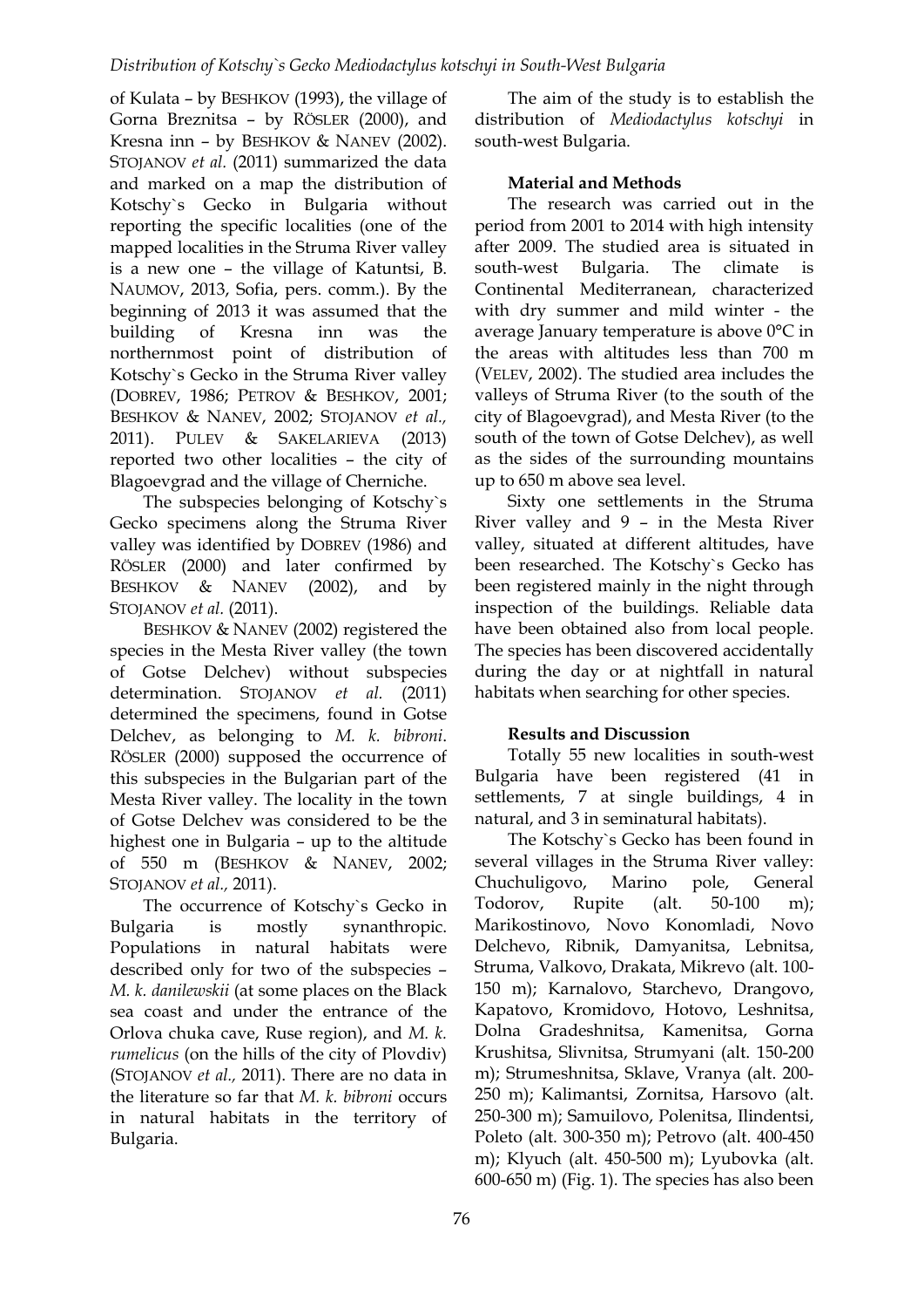of Kulata – by BESHKOV (1993), the village of Gorna Breznitsa – by RÖSLER (2000), and Kresna inn – by BESHKOV & NANEV (2002). STOJANOV *et al.* (2011) summarized the data and marked on a map the distribution of Kotschy`s Gecko in Bulgaria without reporting the specific localities (one of the mapped localities in the Struma River valley is a new one – the village of Katuntsi, B. NAUMOV, 2013, Sofia, pers. comm.). By the beginning of 2013 it was assumed that the building of Kresna inn was the northernmost point of distribution of Kotschy`s Gecko in the Struma River valley (DOBREV, 1986; PETROV & BESHKOV, 2001; BESHKOV & NANEV, 2002; STOJANOV *et al.,* 2011). PULEV & SAKELARIEVA (2013) reported two other localities – the city of Blagoevgrad and the village of Cherniche.

The subspecies belonging of Kotschy`s Gecko specimens along the Struma River valley was identified by DOBREV (1986) and RÖSLER (2000) and later confirmed by BESHKOV & NANEV (2002), and by STOJANOV *et al.* (2011).

BESHKOV & NANEV (2002) registered the species in the Mesta River valley (the town of Gotse Delchev) without subspecies determination. STOJANOV *et al.* (2011) determined the specimens, found in Gotse Delchev, as belonging to *M. k. bibroni*. RÖSLER (2000) supposed the occurrence of this subspecies in the Bulgarian part of the Mesta River valley. The locality in the town of Gotse Delchev was considered to be the highest one in Bulgaria – up to the altitude of 550 m (BESHKOV & NANEV, 2002; STOJANOV *et al.,* 2011).

The occurrence of Kotschy`s Gecko in Bulgaria is mostly synanthropic. Populations in natural habitats were described only for two of the subspecies – *M. k. danilewskii* (at some places on the Black sea coast and under the entrance of the Orlova chuka cave, Ruse region), and *M. k. rumelicus* (on the hills of the city of Plovdiv) (STOJANOV *et al.,* 2011). There are no data in the literature so far that *M. k. bibroni* occurs in natural habitats in the territory of Bulgaria.

The aim of the study is to establish the distribution of *Mediodactylus kotschyi* in south-west Bulgaria.

## Material and Methods

The research was carried out in the period from 2001 to 2014 with high intensity after 2009. The studied area is situated in south-west Bulgaria. The climate is Continental Mediterranean, characterized with dry summer and mild winter - the average January temperature is above 0°C in the areas with altitudes less than 700 m (VELEV, 2002). The studied area includes the valleys of Struma River (to the south of the city of Blagoevgrad), and Mesta River (to the south of the town of Gotse Delchev), as well as the sides of the surrounding mountains up to 650 m above sea level.

Sixty one settlements in the Struma River valley and 9 – in the Mesta River valley, situated at different altitudes, have been researched. The Kotschy`s Gecko has been registered mainly in the night through inspection of the buildings. Reliable data have been obtained also from local people. The species has been discovered accidentally during the day or at nightfall in natural habitats when searching for other species.

## Results and Discussion

Totally 55 new localities in south-west Bulgaria have been registered (41 in settlements, 7 at single buildings, 4 in natural, and 3 in seminatural habitats).

The Kotschy`s Gecko has been found in several villages in the Struma River valley: Chuchuligovo, Marino pole, General Todorov, Rupite (alt. 50-100 m); Marikostinovo, Novo Konomladi, Novo Delchevo, Ribnik, Damyanitsa, Lebnitsa, Struma, Valkovo, Drakata, Mikrevo (alt. 100-150 m); Karnalovo, Starchevo, Drangovo, Kapatovo, Kromidovo, Hotovo, Leshnitsa, Dolna Gradeshnitsa, Kamenitsa, Gorna Krushitsa, Slivnitsa, Strumyani (alt. 150-200 m); Strumeshnitsa, Sklave, Vranya (alt. 200-250 m); Kalimantsi, Zornitsa, Harsovo (alt. 250-300 m); Samuilovo, Polenitsa, Ilindentsi, Poleto (alt. 300-350 m); Petrovo (alt. 400-450 m); Klyuch (alt. 450-500 m); Lyubovka (alt. 600-650 m) (Fig. 1). The species has also been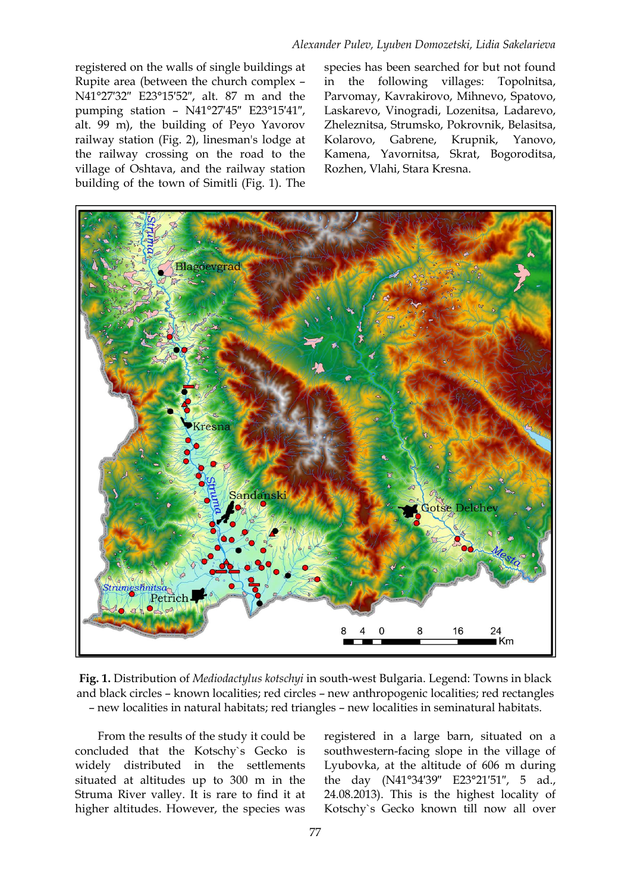registered on the walls of single buildings at Rupite area (between the church complex – N41°27′32″ E23°15′52″, alt. 87 m and the pumping station – N41°27′45″ E23°15′41″, alt. 99 m), the building of Peyo Yavorov railway station (Fig. 2), linesman's lodge at the railway crossing on the road to the village of Oshtava, and the railway station building of the town of Simitli (Fig. 1). The species has been searched for but not found in the following villages: Topolnitsa, Parvomay, Kavrakirovo, Mihnevo, Spatovo, Laskarevo, Vinogradi, Lozenitsa, Ladarevo, Zheleznitsa, Strumsko, Pokrovnik, Belasitsa, Kolarovo, Gabrene, Krupnik, Yanovo, Kamena, Yavornitsa, Skrat, Bogoroditsa, Rozhen, Vlahi, Stara Kresna.

**Fig. 1.** Distribution of *Mediodactylus kotschyi* in south-west Bulgaria. Legend: Towns in black and black circles – known localities; red circles – new anthropogenic localities; red rectangles – new localities in natural habitats; red triangles – new localities in seminatural habitats.

From the results of the study it could be concluded that the Kotschy`s Gecko is widely distributed in the settlements situated at altitudes up to 300 m in the Struma River valley. It is rare to find it at higher altitudes. However, the species was registered in a large barn, situated on a southwestern-facing slope in the village of Lyubovka, at the altitude of 606 m during the day (N41°34′39″ E23°21′51″, 5 ad., 24.08.2013). This is the highest locality of Kotschy`s Gecko known till now all over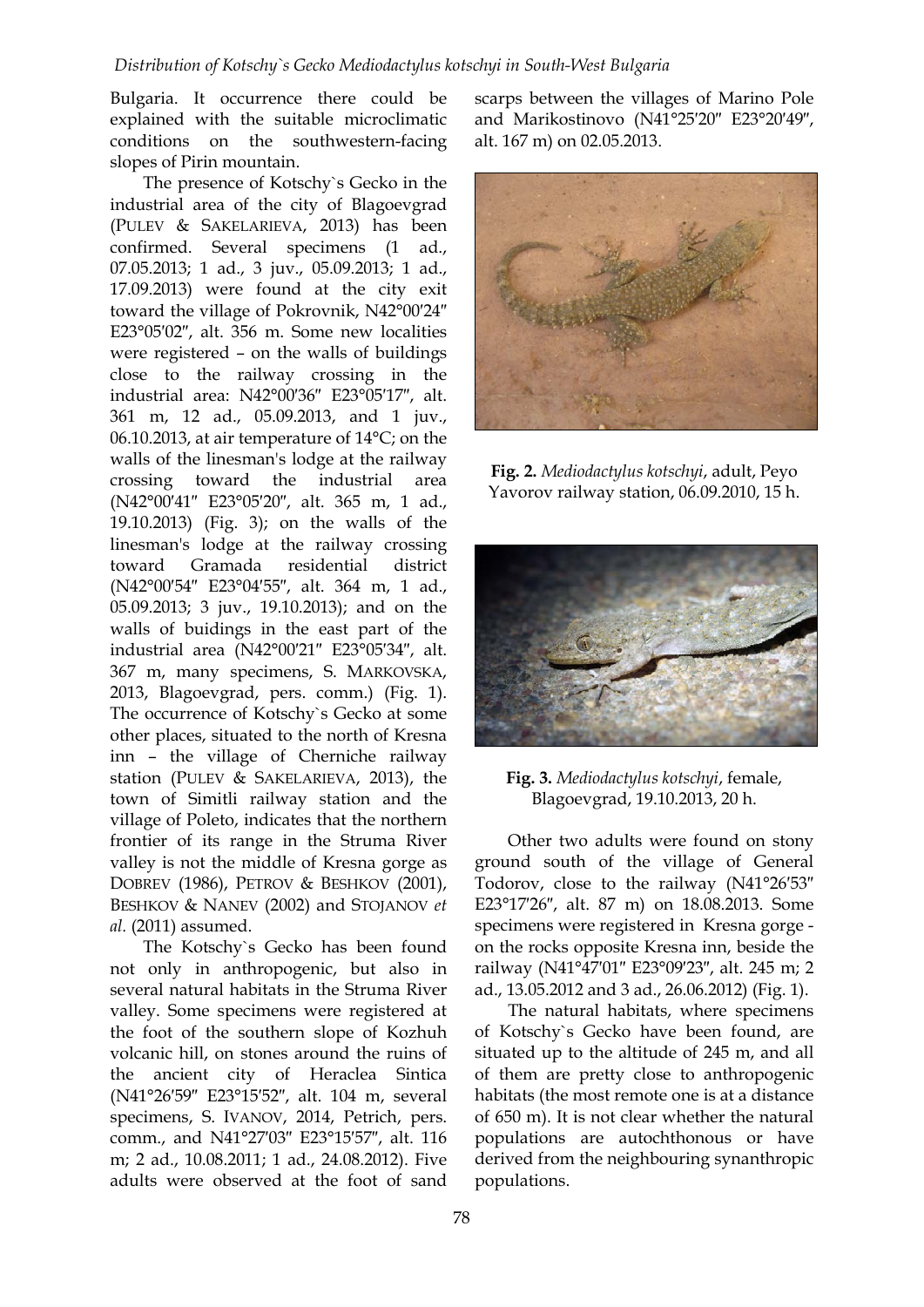Bulgaria. It occurrence there could be explained with the suitable microclimatic conditions on the southwestern-facing slopes of Pirin mountain.

The presence of Kotschy`s Gecko in the industrial area of the city of Blagoevgrad (PULEV & SAKELARIEVA, 2013) has been confirmed. Several specimens (1 ad., 07.05.2013; 1 ad., 3 juv., 05.09.2013; 1 ad., 17.09.2013) were found at the city exit toward the village of Pokrovnik, N42°00′24″ E23°05′02″, alt. 356 m. Some new localities were registered – on the walls of buildings close to the railway crossing in the industrial area: N42°00′36″ E23°05′17″, alt. 361 m, 12 ad., 05.09.2013, and 1 juv., 06.10.2013, at air temperature of 14°C; on the walls of the linesman's lodge at the railway crossing toward the industrial area (N42°00′41″ E23°05′20″, alt. 365 m, 1 ad., 19.10.2013) (Fig. 3); on the walls of the linesman's lodge at the railway crossing toward Gramada residential district (N42°00′54″ E23°04′55″, alt. 364 m, 1 ad., 05.09.2013; 3 juv., 19.10.2013); and on the walls of buidings in the east part of the industrial area (N42°00′21″ E23°05′34″, alt. 367 m, many specimens, S. MARKOVSKA, 2013, Blagoevgrad, pers. comm.) (Fig. 1). The occurrence of Kotschy`s Gecko at some other places, situated to the north of Kresna inn – the village of Cherniche railway station (PULEV & SAKELARIEVA, 2013), the town of Simitli railway station and the village of Poleto, indicates that the northern frontier of its range in the Struma River valley is not the middle of Kresna gorge as DOBREV (1986), PETROV & BESHKOV (2001), BESHKOV & NANEV (2002) and STOJANOV *et al.* (2011) assumed.

The Kotschy`s Gecko has been found not only in anthropogenic, but also in several natural habitats in the Struma River valley. Some specimens were registered at the foot of the southern slope of Kozhuh volcanic hill, on stones around the ruins of the ancient city of Heraclea Sintica (N41°26′59″ E23°15′52″, alt. 104 m, several specimens, S. IVANOV, 2014, Petrich, pers. comm., and N41°27′03″ E23°15′57″, alt. 116 m; 2 ad., 10.08.2011; 1 ad., 24.08.2012). Five adults were observed at the foot of sand scarps between the villages of Marino Pole and Marikostinovo (N41°25′20″ E23°20′49″, alt. 167 m) on 02.05.2013.

**Fig. 2.** *Mediodactylus kotschyi*, adult, Peyo Yavorov railway station, 06.09.2010, 15 h.

**Fig. 3.** *Mediodactylus kotschyi*, female, Blagoevgrad, 19.10.2013, 20 h.

Other two adults were found on stony ground south of the village of General Todorov, close to the railway (N41°26′53″ E23°17′26″, alt. 87 m) on 18.08.2013. Some specimens were registered in Kresna gorge - on the rocks opposite Kresna inn, beside the railway (N41°47′01″ E23°09′23″, alt. 245 m; 2 ad., 13.05.2012 and 3 ad., 26.06.2012) (Fig. 1).

The natural habitats, where specimens of Kotschy`s Gecko have been found, are situated up to the altitude of 245 m, and all of them are pretty close to anthropogenic habitats (the most remote one is at a distance of 650 m). It is not clear whether the natural populations are autochthonous or have derived from the neighbouring synanthropic populations.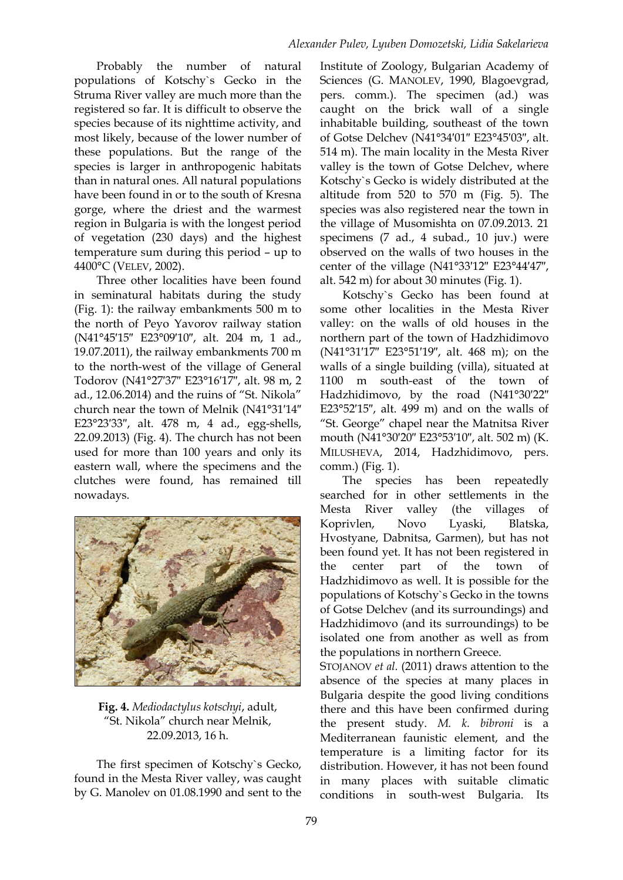Probably the number of natural populations of Kotschy`s Gecko in the Struma River valley are much more than the registered so far. It is difficult to observe the species because of its nighttime activity, and most likely, because of the lower number of these populations. But the range of the species is larger in anthropogenic habitats than in natural ones. All natural populations have been found in or to the south of Kresna gorge, where the driest and the warmest region in Bulgaria is with the longest period of vegetation (230 days) and the highest temperature sum during this period – up to 4400°C (VELEV, 2002).

Three other localities have been found in seminatural habitats during the study (Fig. 1): the railway embankments 500 m to the north of Peyo Yavorov railway station (N41°45′15″ E23°09′10″, alt. 204 m, 1 ad., 19.07.2011), the railway embankments 700 m to the north-west of the village of General Todorov (N41°27′37″ E23°16′17″, alt. 98 m, 2 ad., 12.06.2014) and the ruins of "St. Nikola" church near the town of Melnik (N41°31′14″ E23°23′33″, alt. 478 m, 4 ad., egg-shells, 22.09.2013) (Fig. 4). The church has not been used for more than 100 years and only its eastern wall, where the specimens and the clutches were found, has remained till nowadays.

**Fig. 4.** *Mediodactylus kotschyi*, adult, "St. Nikola" church near Melnik, 22.09.2013, 16 h.

The first specimen of Kotschy`s Gecko, found in the Mesta River valley, was caught by G. Manolev on 01.08.1990 and sent to the Institute of Zoology, Bulgarian Academy of Sciences (G. MANOLEV, 1990, Blagoevgrad, pers. comm.). The specimen (ad.) was caught on the brick wall of a single inhabitable building, southeast of the town of Gotse Delchev (N41°34′01″ E23°45′03″, alt. 514 m). The main locality in the Mesta River valley is the town of Gotse Delchev, where Kotschy`s Gecko is widely distributed at the altitude from 520 to 570 m (Fig. 5). The species was also registered near the town in the village of Musomishta on 07.09.2013. 21 specimens (7 ad., 4 subad., 10 juv.) were observed on the walls of two houses in the center of the village (N41°33′12″ E23°44′47″, alt. 542 m) for about 30 minutes (Fig. 1).

Kotschy`s Gecko has been found at some other localities in the Mesta River valley: on the walls of old houses in the northern part of the town of Hadzhidimovo (N41°31′17″ E23°51′19″, alt. 468 m); on the walls of a single building (villa), situated at 1100 m south-east of the town of Hadzhidimovo, by the road (N41°30′22″ E23°52′15″, alt. 499 m) and on the walls of "St. George" chapel near the Matnitsa River mouth (N41°30′20″ E23°53′10″, alt. 502 m) (K. MILUSHEVA, 2014, Hadzhidimovo, pers. comm.) (Fig. 1).

The species has been repeatedly searched for in other settlements in the Mesta River valley (the villages of Koprivlen, Novo Lyaski, Blatska, Hvostyane, Dabnitsa, Garmen), but has not been found yet. It has not been registered in the center part of the town of Hadzhidimovo as well. It is possible for the populations of Kotschy`s Gecko in the towns of Gotse Delchev (and its surroundings) and Hadzhidimovo (and its surroundings) to be isolated one from another as well as from the populations in northern Greece.

STOJANOV *et al.* (2011) draws attention to the absence of the species at many places in Bulgaria despite the good living conditions there and this have been confirmed during the present study. *M. k. bibroni* is a Mediterranean faunistic element, and the temperature is a limiting factor for its distribution. However, it has not been found in many places with suitable climatic conditions in south-west Bulgaria. Its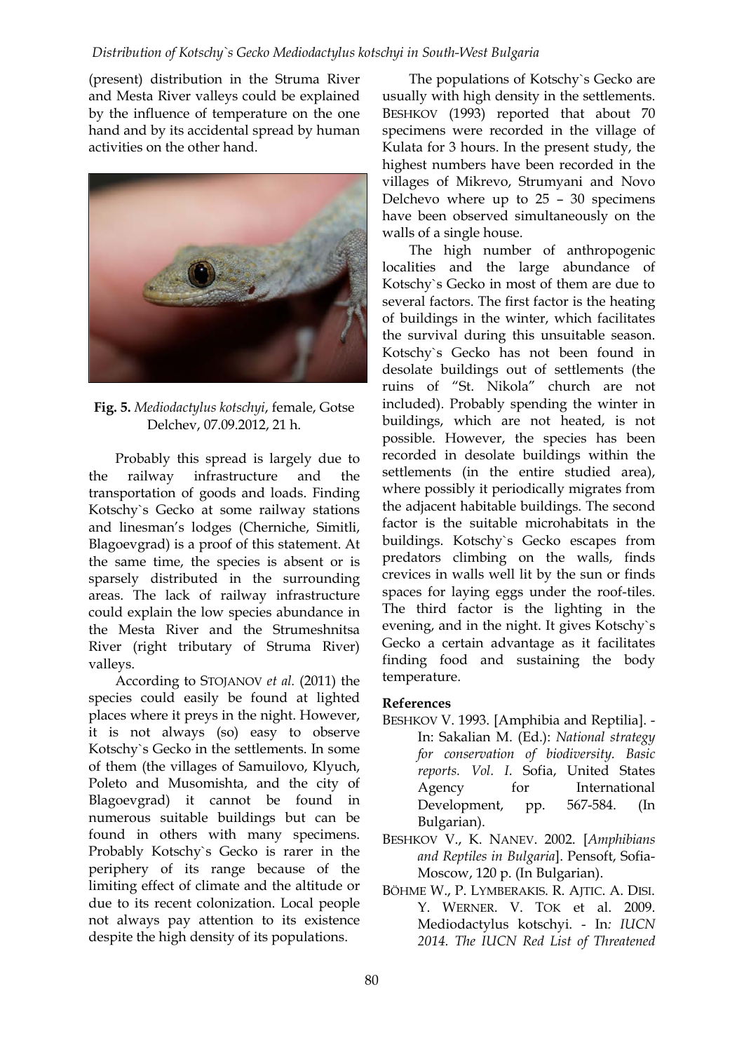(present) distribution in the Struma River and Mesta River valleys could be explained by the influence of temperature on the one hand and by its accidental spread by human activities on the other hand.

**Fig. 5.** *Mediodactylus kotschyi*, female, Gotse Delchev, 07.09.2012, 21 h.

Probably this spread is largely due to the railway infrastructure and the transportation of goods and loads. Finding Kotschy`s Gecko at some railway stations and linesman's lodges (Cherniche, Simitli, Blagoevgrad) is a proof of this statement. At the same time, the species is absent or is sparsely distributed in the surrounding areas. The lack of railway infrastructure could explain the low species abundance in the Mesta River and the Strumeshnitsa River (right tributary of Struma River) valleys.

According to STOJANOV *et al.* (2011) the species could easily be found at lighted places where it preys in the night. However, it is not always (so) easy to observe Kotschy`s Gecko in the settlements. In some of them (the villages of Samuilovo, Klyuch, Poleto and Musomishta, and the city of Blagoevgrad) it cannot be found in numerous suitable buildings but can be found in others with many specimens. Probably Kotschy`s Gecko is rarer in the periphery of its range because of the limiting effect of climate and the altitude or due to its recent colonization. Local people not always pay attention to its existence despite the high density of its populations.

The populations of Kotschy`s Gecko are usually with high density in the settlements. BESHKOV (1993) reported that about 70 specimens were recorded in the village of Kulata for 3 hours. In the present study, the highest numbers have been recorded in the villages of Mikrevo, Strumyani and Novo Delchevo where up to 25 – 30 specimens have been observed simultaneously on the walls of a single house.

The high number of anthropogenic localities and the large abundance of Kotschy`s Gecko in most of them are due to several factors. The first factor is the heating of buildings in the winter, which facilitates the survival during this unsuitable season. Kotschy`s Gecko has not been found in desolate buildings out of settlements (the ruins of "St. Nikola" church are not included). Probably spending the winter in buildings, which are not heated, is not possible. However, the species has been recorded in desolate buildings within the settlements (in the entire studied area), where possibly it periodically migrates from the adjacent habitable buildings. The second factor is the suitable microhabitats in the buildings. Kotschy`s Gecko escapes from predators climbing on the walls, finds crevices in walls well lit by the sun or finds spaces for laying eggs under the roof-tiles. The third factor is the lighting in the evening, and in the night. It gives Kotschy`s Gecko a certain advantage as it facilitates finding food and sustaining the body temperature.

**References**

BESHKOV V. 1993. [Amphibia and Reptilia]. - In: Sakalian M. (Ed.): *National strategy for conservation of biodiversity. Basic reports. Vol. I.* Sofia, United States Agency for International Development, pp. 567-584. (In Bulgarian).

BESHKOV V., K. NANEV. 2002. [*Amphibians and Reptiles in Bulgaria*]. Pensoft, Sofia-Moscow, 120 p. (In Bulgarian).

BÖHME W., P. LYMBERAKIS. R. AJTIC. A. DISI. Y. WERNER. V. TOK et al. 2009. Mediodactylus kotschyi. - In*: IUCN 2014. The IUCN Red List of Threatened*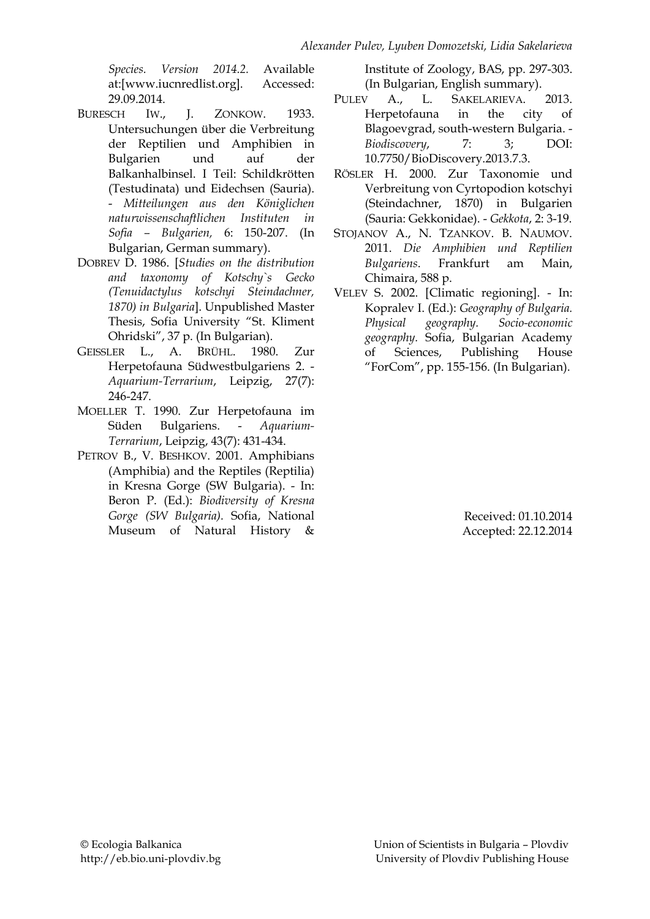*Species. Version 2014.2.* Available at:[www.iucnredlist.org]. Accessed: 29.09.2014.

BURESCH IW., J. ZONKOW. 1933. Untersuchungen über die Verbreitung der Reptilien und Amphibien in Bulgarien und auf der Balkanhalbinsel. I Teil: Schildkrötten (Testudinata) und Eidechsen (Sauria). - *Mitteilungen aus den Königlichen naturwissenschaftlichen Instituten in Sofia – Bulgarien,* 6: 150-207. (In Bulgarian, German summary).

DOBREV D. 1986. [*Studies on the distribution and taxonomy of Kotschy`s Gecko (Tenuidactylus kotschyi Steindachner, 1870) in Bulgaria*]. Unpublished Master Thesis, Sofia University "St. Kliment Ohridski", 37 p. (In Bulgarian).

GEISSLER L., A. BRÜHL. 1980. Zur Herpetofauna Südwestbulgariens 2. - *Aquarium-Terrarium*, Leipzig, 27(7): 246-247.

MOELLER T. 1990. Zur Herpetofauna im Süden Bulgariens. - *Aquarium-Terrarium*, Leipzig, 43(7): 431-434.

PETROV B., V. BESHKOV. 2001. Amphibians (Amphibia) and the Reptiles (Reptilia) in Kresna Gorge (SW Bulgaria). - In: Beron P. (Ed.): *Biodiversity of Kresna Gorge (SW Bulgaria).* Sofia, National Museum of Natural History & Institute of Zoology, BAS, pp. 297-303. (In Bulgarian, English summary).

PULEV A., L. SAKELARIEVA. 2013. Herpetofauna in the city of Blagoevgrad, south-western Bulgaria. - *Biodiscovery*, 7: 3; DOI: 10.7750/BioDiscovery.2013.7.3.

RÖSLER H. 2000. Zur Taxonomie und Verbreitung von Cyrtopodion kotschyi (Steindachner, 1870) in Bulgarien (Sauria: Gekkonidae). - *Gekkota*, 2: 3-19.

STOJANOV A., N. TZANKOV. B. NAUMOV. 2011. *Die Amphibien und Reptilien Bulgariens*. Frankfurt am Main, Chimaira, 588 p.

VELEV S. 2002. [Climatic regioning]. - In: Kopralev I. (Ed.): *Geography of Bulgaria. Physical geography. Socio-economic geography.* Sofia, Bulgarian Academy of Sciences, Publishing House "ForCom", pp. 155-156. (In Bulgarian).

Received: 01.10.2014
Accepted: 22.12.2014